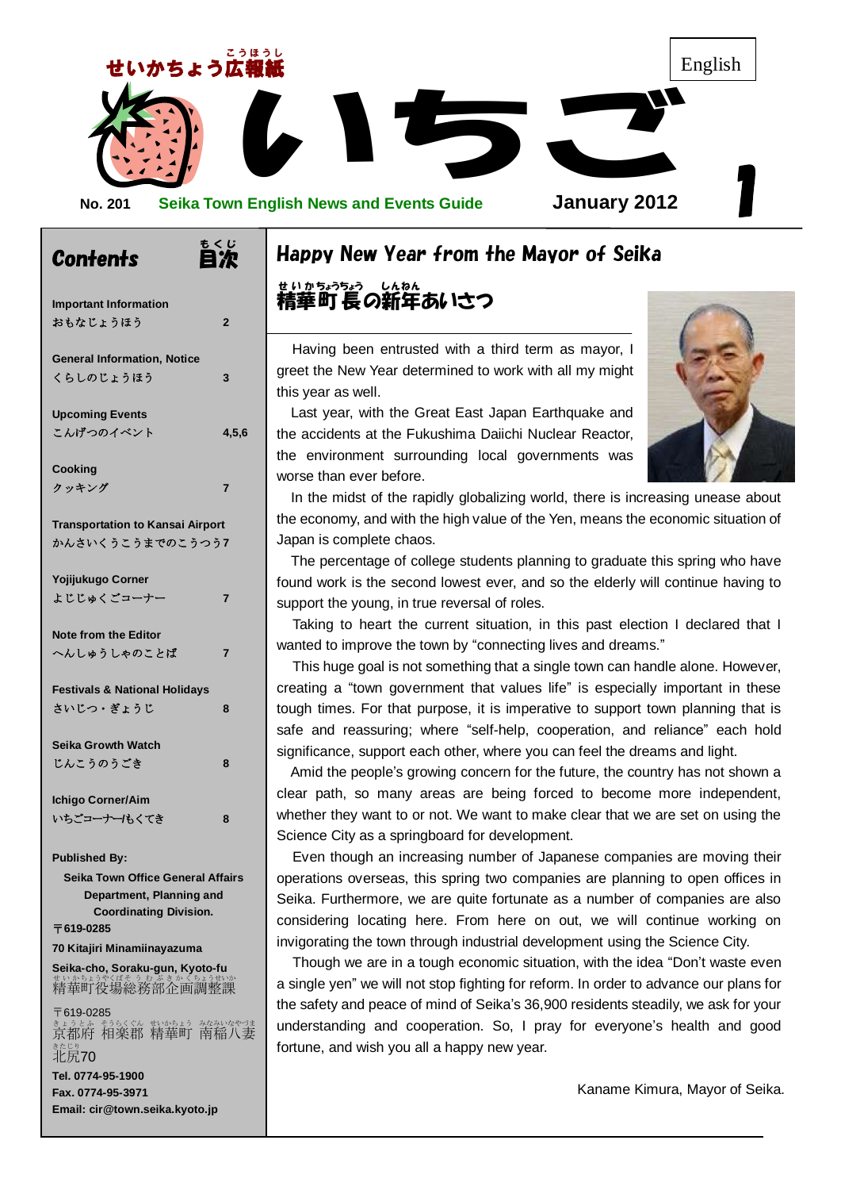English

せいかちょう広報紙

# いちご

No. 201 Seika Town English News and Events Guide January 2012

## Contents 目次

| | |
|---|---|
| **Important Information** おもなじょうほう | 2 |
| **General Information, Notice** くらしのじょうほう | 3 |
| **Upcoming Events** こんげつのイベント | 4,5,6 |
| **Cooking** クッキング | 7 |
| **Transportation to Kansai Airport** かんさいくうこうまでのこうつう | 7 |
| **Yojijukugo Corner** よじじゅくごコーナー | 7 |
| **Note from the Editor** へんしゅうしゃのことば | 7 |
| **Festivals & National Holidays** さいじつ・ぎょうじ | 8 |
| **Seika Growth Watch** じんこうのうごき | 8 |
| **Ichigo Corner/Aim** いちごコーナー/もくてき | 8 |

**Published By:**

**Seika Town Office General Affairs Department, Planning and Coordinating Division.**

**〒619-0285**

**70 Kitajiri Minamiinayazuma**

**Seika-cho, Soraku-gun, Kyoto-fu**

精華町役場総務部企画調整課

〒619-0285

京都府 相楽郡 精華町 南稲八妻 北尻70

**Tel. 0774-95-1900**

**Fax. 0774-95-3971**

**Email: cir@town.seika.kyoto.jp**

## Happy New Year from the Mayor of Seika

## 精華町長の新年あいさつ

Having been entrusted with a third term as mayor, I greet the New Year determined to work with all my might this year as well.

Last year, with the Great East Japan Earthquake and the accidents at the Fukushima Daiichi Nuclear Reactor, the environment surrounding local governments was worse than ever before.

In the midst of the rapidly globalizing world, there is increasing unease about the economy, and with the high value of the Yen, means the economic situation of Japan is complete chaos.

The percentage of college students planning to graduate this spring who have found work is the second lowest ever, and so the elderly will continue having to support the young, in true reversal of roles.

Taking to heart the current situation, in this past election I declared that I wanted to improve the town by "connecting lives and dreams."

This huge goal is not something that a single town can handle alone. However, creating a "town government that values life" is especially important in these tough times. For that purpose, it is imperative to support town planning that is safe and reassuring; where "self-help, cooperation, and reliance" each hold significance, support each other, where you can feel the dreams and light.

Amid the people's growing concern for the future, the country has not shown a clear path, so many areas are being forced to become more independent, whether they want to or not. We want to make clear that we are set on using the Science City as a springboard for development.

Even though an increasing number of Japanese companies are moving their operations overseas, this spring two companies are planning to open offices in Seika. Furthermore, we are quite fortunate as a number of companies are also considering locating here. From here on out, we will continue working on invigorating the town through industrial development using the Science City.

Though we are in a tough economic situation, with the idea "Don't waste even a single yen" we will not stop fighting for reform. In order to advance our plans for the safety and peace of mind of Seika's 36,900 residents steadily, we ask for your understanding and cooperation. So, I pray for everyone's health and good fortune, and wish you all a happy new year.

Kaname Kimura, Mayor of Seika.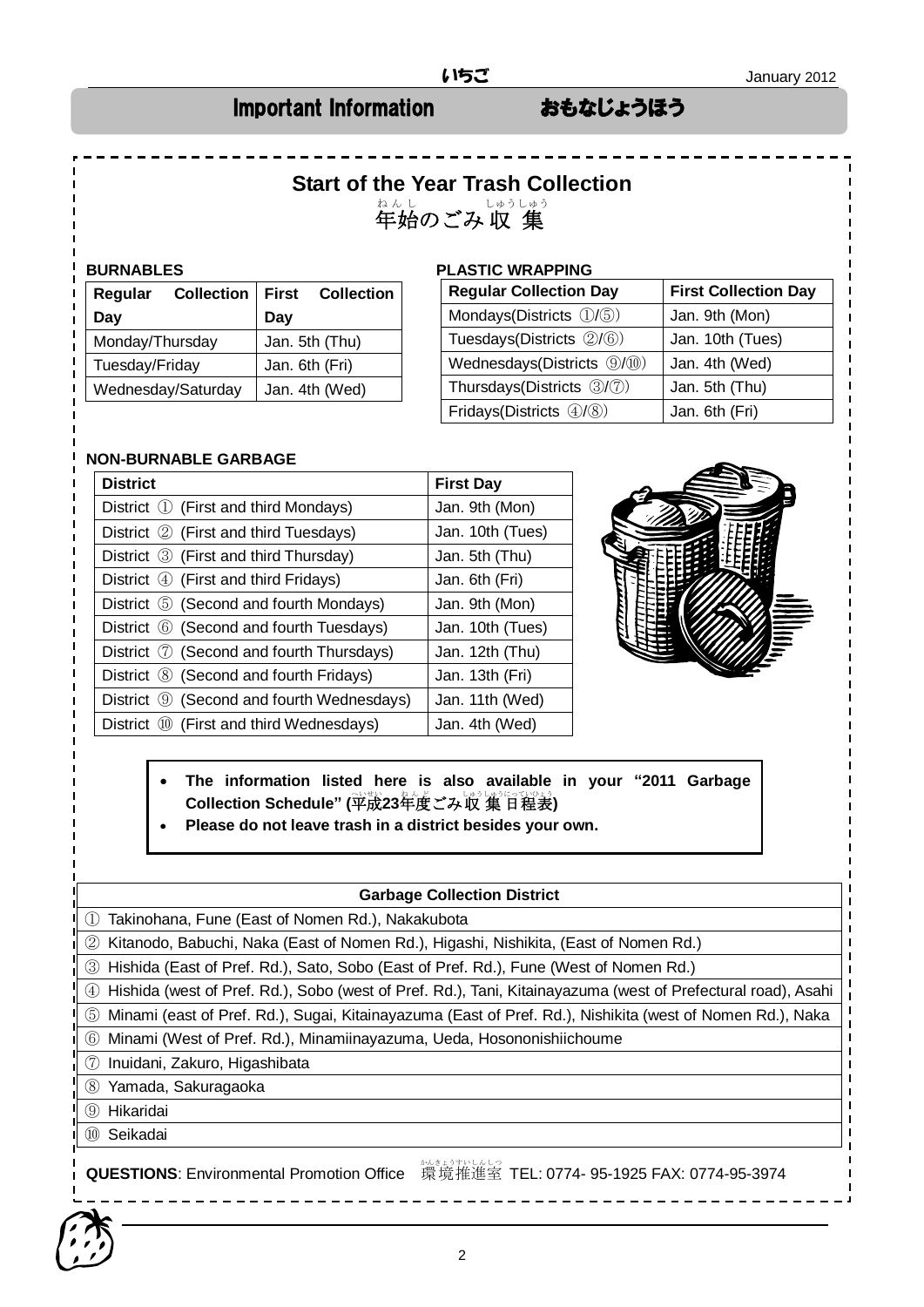## Important Information おもなじょうほう

### Start of the Year Trash Collection

### 年始のごみ収集

**BURNABLES**

| Regular Collection Day | First Collection Day |
|---|---|
| Monday/Thursday | Jan. 5th (Thu) |
| Tuesday/Friday | Jan. 6th (Fri) |
| Wednesday/Saturday | Jan. 4th (Wed) |

**PLASTIC WRAPPING**

| Regular Collection Day | First Collection Day |
|---|---|
| Mondays(Districts ①/⑤) | Jan. 9th (Mon) |
| Tuesdays(Districts ②/⑥) | Jan. 10th (Tues) |
| Wednesdays(Districts ⑨/⑩) | Jan. 4th (Wed) |
| Thursdays(Districts ③/⑦) | Jan. 5th (Thu) |
| Fridays(Districts ④/⑧) | Jan. 6th (Fri) |

**NON-BURNABLE GARBAGE**

| District | First Day |
|---|---|
| District ① (First and third Mondays) | Jan. 9th (Mon) |
| District ② (First and third Tuesdays) | Jan. 10th (Tues) |
| District ③ (First and third Thursday) | Jan. 5th (Thu) |
| District ④ (First and third Fridays) | Jan. 6th (Fri) |
| District ⑤ (Second and fourth Mondays) | Jan. 9th (Mon) |
| District ⑥ (Second and fourth Tuesdays) | Jan. 10th (Tues) |
| District ⑦ (Second and fourth Thursdays) | Jan. 12th (Thu) |
| District ⑧ (Second and fourth Fridays) | Jan. 13th (Fri) |
| District ⑨ (Second and fourth Wednesdays) | Jan. 11th (Wed) |
| District ⑩ (First and third Wednesdays) | Jan. 4th (Wed) |

- **The information listed here is also available in your "2011 Garbage Collection Schedule" (平成23年度ごみ収集日程表)**
- **Please do not leave trash in a district besides your own.**

| Garbage Collection District |
|---|
| ① Takinohana, Fune (East of Nomen Rd.), Nakakubota |
| ② Kitanodo, Babuchi, Naka (East of Nomen Rd.), Higashi, Nishikita, (East of Nomen Rd.) |
| ③ Hishida (East of Pref. Rd.), Sato, Sobo (East of Pref. Rd.), Fune (West of Nomen Rd.) |
| ④ Hishida (west of Pref. Rd.), Sobo (west of Pref. Rd.), Tani, Kitainayazuma (west of Prefectural road), Asahi |
| ⑤ Minami (east of Pref. Rd.), Sugai, Kitainayazuma (East of Pref. Rd.), Nishikita (west of Nomen Rd.), Naka |
| ⑥ Minami (West of Pref. Rd.), Minamiinayazuma, Ueda, Hosononishiichoume |
| ⑦ Inuidani, Zakuro, Higashibata |
| ⑧ Yamada, Sakuragaoka |
| ⑨ Hikaridai |
| ⑩ Seikadai |

**QUESTIONS**: Environmental Promotion Office 環境推進室 TEL: 0774- 95-1925 FAX: 0774-95-3974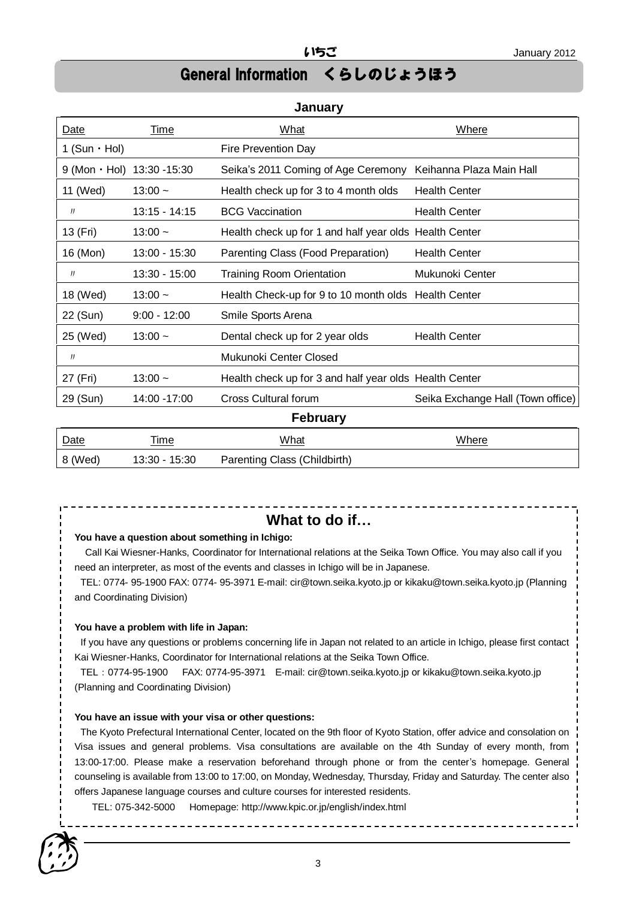# General Information　くらしのじょうほう

## January

| Date | Time | What | Where |
|---|---|---|---|
| 1 (Sun・Hol) | | Fire Prevention Day | |
| 9 (Mon・Hol) | 13:30 -15:30 | Seika's 2011 Coming of Age Ceremony | Keihanna Plaza Main Hall |
| 11 (Wed) | 13:00 ~ | Health check up for 3 to 4 month olds | Health Center |
| 〃 | 13:15 - 14:15 | BCG Vaccination | Health Center |
| 13 (Fri) | 13:00 ~ | Health check up for 1 and half year olds | Health Center |
| 16 (Mon) | 13:00 - 15:30 | Parenting Class (Food Preparation) | Health Center |
| 〃 | 13:30 - 15:00 | Training Room Orientation | Mukunoki Center |
| 18 (Wed) | 13:00 ~ | Health Check-up for 9 to 10 month olds | Health Center |
| 22 (Sun) | 9:00 - 12:00 | Smile Sports Arena | |
| 25 (Wed) | 13:00 ~ | Dental check up for 2 year olds | Health Center |
| 〃 | | Mukunoki Center Closed | |
| 27 (Fri) | 13:00 ~ | Health check up for 3 and half year olds | Health Center |
| 29 (Sun) | 14:00 -17:00 | Cross Cultural forum | Seika Exchange Hall (Town office) |

## February

| Date | Time | What | Where |
|---|---|---|---|
| 8 (Wed) | 13:30 - 15:30 | Parenting Class (Childbirth) | |

## What to do if…

**You have a question about something in Ichigo:**

Call Kai Wiesner-Hanks, Coordinator for International relations at the Seika Town Office. You may also call if you need an interpreter, as most of the events and classes in Ichigo will be in Japanese.

TEL: 0774- 95-1900 FAX: 0774- 95-3971 E-mail: cir@town.seika.kyoto.jp or kikaku@town.seika.kyoto.jp (Planning and Coordinating Division)

**You have a problem with life in Japan:**

If you have any questions or problems concerning life in Japan not related to an article in Ichigo, please first contact Kai Wiesner-Hanks, Coordinator for International relations at the Seika Town Office.

TEL：0774-95-1900　FAX: 0774-95-3971　E-mail: cir@town.seika.kyoto.jp or kikaku@town.seika.kyoto.jp (Planning and Coordinating Division)

**You have an issue with your visa or other questions:**

The Kyoto Prefectural International Center, located on the 9th floor of Kyoto Station, offer advice and consolation on Visa issues and general problems. Visa consultations are available on the 4th Sunday of every month, from 13:00-17:00. Please make a reservation beforehand through phone or from the center's homepage. General counseling is available from 13:00 to 17:00, on Monday, Wednesday, Thursday, Friday and Saturday. The center also offers Japanese language courses and culture courses for interested residents.

TEL: 075-342-5000　Homepage: http://www.kpic.or.jp/english/index.html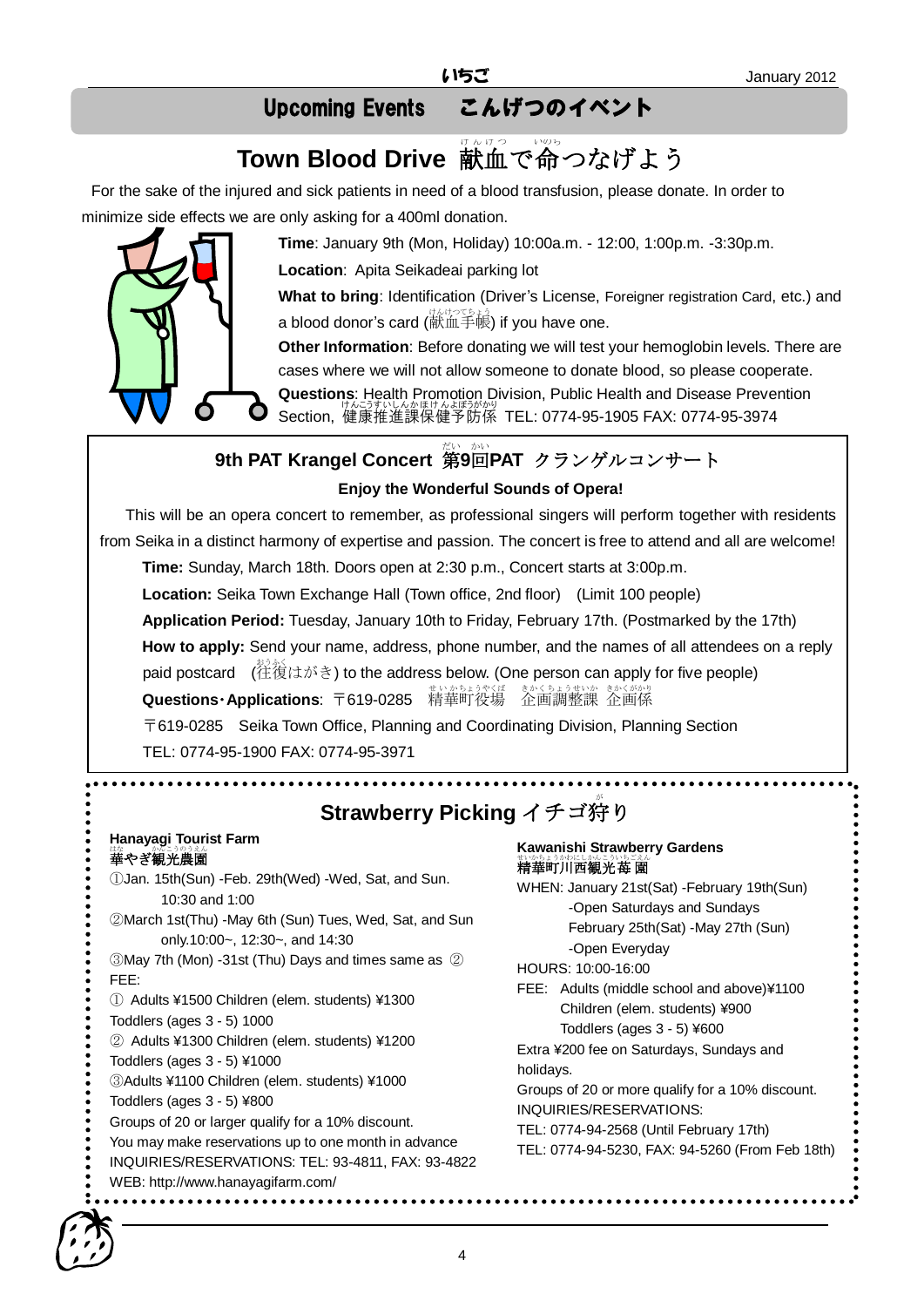# Upcoming Events　こんげつのイベント

## Town Blood Drive 献血で命つなげよう

For the sake of the injured and sick patients in need of a blood transfusion, please donate. In order to minimize side effects we are only asking for a 400ml donation.

**Time**: January 9th (Mon, Holiday) 10:00a.m. - 12:00, 1:00p.m. -3:30p.m.

**Location**: Apita Seikadeai parking lot

**What to bring**: Identification (Driver's License, Foreigner registration Card, etc.) and a blood donor's card (献血手帳) if you have one.

**Other Information**: Before donating we will test your hemoglobin levels. There are cases where we will not allow someone to donate blood, so please cooperate.

**Questions**: Health Promotion Division, Public Health and Disease Prevention Section, 健康推進課保健予防係 TEL: 0774-95-1905 FAX: 0774-95-3974

## 9th PAT Krangel Concert 第9回PAT クランゲルコンサート

**Enjoy the Wonderful Sounds of Opera!**

This will be an opera concert to remember, as professional singers will perform together with residents from Seika in a distinct harmony of expertise and passion. The concert is free to attend and all are welcome!

**Time:** Sunday, March 18th. Doors open at 2:30 p.m., Concert starts at 3:00p.m.

**Location:** Seika Town Exchange Hall (Town office, 2nd floor)　(Limit 100 people)

**Application Period:** Tuesday, January 10th to Friday, February 17th. (Postmarked by the 17th)

**How to apply:** Send your name, address, phone number, and the names of all attendees on a reply paid postcard　(往復はがき) to the address below. (One person can apply for five people)

**Questions･Applications**: 〒619-0285　精華町役場　企画調整課 企画係

〒619-0285　Seika Town Office, Planning and Coordinating Division, Planning Section

TEL: 0774-95-1900 FAX: 0774-95-3971

## Strawberry Picking イチゴ狩り

**Hanayagi Tourist Farm**
**華やぎ観光農園**

①Jan. 15th(Sun) -Feb. 29th(Wed) -Wed, Sat, and Sun. 10:30 and 1:00

②March 1st(Thu) -May 6th (Sun) Tues, Wed, Sat, and Sun only.10:00~, 12:30~, and 14:30

③May 7th (Mon) -31st (Thu) Days and times same as ②

FEE:

① Adults ¥1500 Children (elem. students) ¥1300 Toddlers (ages 3 - 5) 1000

② Adults ¥1300 Children (elem. students) ¥1200 Toddlers (ages 3 - 5) ¥1000

③Adults ¥1100 Children (elem. students) ¥1000 Toddlers (ages 3 - 5) ¥800

Groups of 20 or larger qualify for a 10% discount.

You may make reservations up to one month in advance

INQUIRIES/RESERVATIONS: TEL: 93-4811, FAX: 93-4822

WEB: http://www.hanayagifarm.com/

**Kawanishi Strawberry Gardens**
**精華町川西観光苺園**

WHEN: January 21st(Sat) -February 19th(Sun)
-Open Saturdays and Sundays
February 25th(Sat) -May 27th (Sun)
-Open Everyday

HOURS: 10:00-16:00

FEE: Adults (middle school and above)¥1100
Children (elem. students) ¥900
Toddlers (ages 3 - 5) ¥600

Extra ¥200 fee on Saturdays, Sundays and holidays.

Groups of 20 or more qualify for a 10% discount.

INQUIRIES/RESERVATIONS:

TEL: 0774-94-2568 (Until February 17th)

TEL: 0774-94-5230, FAX: 94-5260 (From Feb 18th)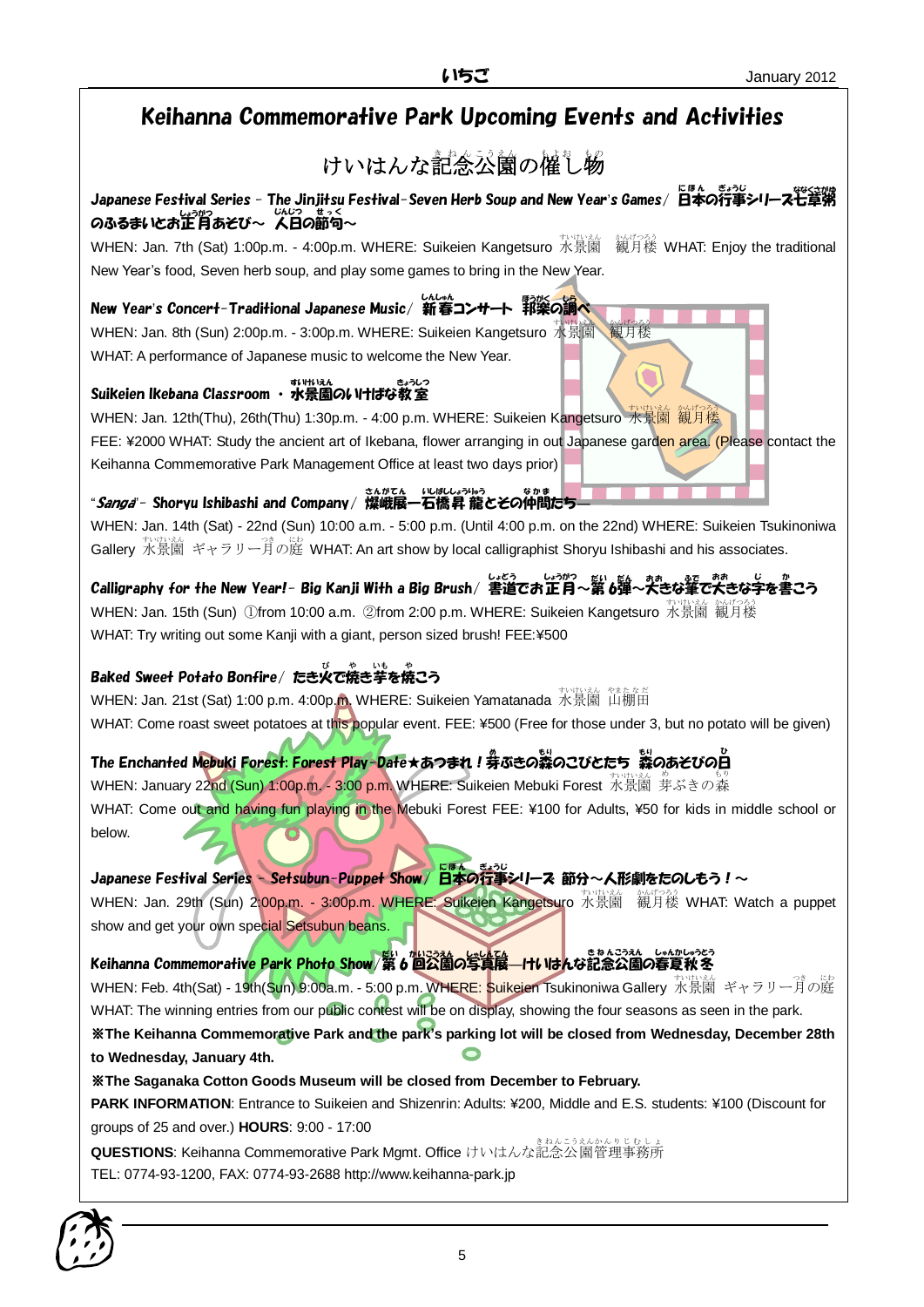# Keihanna Commemorative Park Upcoming Events and Activities

## けいはんな記念公園の催し物

### Japanese Festival Series - The Jinjitsu Festival-Seven Herb Soup and New Year's Games/ 日本の行事シリーズ七草粥のふるまいとお正月あそび～ 人日の節句～

WHEN: Jan. 7th (Sat) 1:00p.m. - 4:00p.m. WHERE: Suikeien Kangetsuro 水景園 観月楼 WHAT: Enjoy the traditional New Year's food, Seven herb soup, and play some games to bring in the New Year.

### New Year's Concert-Traditional Japanese Music/ 新春コンサート 邦楽の調べ

WHEN: Jan. 8th (Sun) 2:00p.m. - 3:00p.m. WHERE: Suikeien Kangetsuro 水景園 観月楼
WHAT: A performance of Japanese music to welcome the New Year.

### Suikeien Ikebana Classroom ・ 水景園のいけばな教室

WHEN: Jan. 12th(Thu), 26th(Thu) 1:30p.m. - 4:00 p.m. WHERE: Suikeien Kangetsuro 水景園 観月楼
FEE: ¥2000 WHAT: Study the ancient art of Ikebana, flower arranging in out Japanese garden area. (Please contact the Keihanna Commemorative Park Management Office at least two days prior)

### "*Sanga*"- Shoryu Ishibashi and Company/ 燦峨展―石橋昇 龍とその仲間たち―

WHEN: Jan. 14th (Sat) - 22nd (Sun) 10:00 a.m. - 5:00 p.m. (Until 4:00 p.m. on the 22nd) WHERE: Suikeien Tsukinoniwa Gallery 水景園 ギャラリー月の庭 WHAT: An art show by local calligraphist Shoryu Ishibashi and his associates.

### Calligraphy for the New Year!- Big Kanji With a Big Brush/ 書道でお正月～第6弾～大きな筆で大きな字を書こう

WHEN: Jan. 15th (Sun) ①from 10:00 a.m. ②from 2:00 p.m. WHERE: Suikeien Kangetsuro 水景園 観月楼
WHAT: Try writing out some Kanji with a giant, person sized brush! FEE:¥500

### Baked Sweet Potato Bonfire/ たき火で焼き芋を焼こう

WHEN: Jan. 21st (Sat) 1:00 p.m. 4:00p.m. WHERE: Suikeien Yamatanada 水景園 山棚田
WHAT: Come roast sweet potatoes at this popular event. FEE: ¥500 (Free for those under 3, but no potato will be given)

### The Enchanted Mebuki Forest: Forest Play-Date★あつまれ！芽ぶきの森のこびとたち 森のあそびの日

WHEN: January 22nd (Sun) 1:00p.m. - 3:00 p.m. WHERE: Suikeien Mebuki Forest 水景園 芽ぶきの森
WHAT: Come out and having fun playing in the Mebuki Forest FEE: ¥100 for Adults, ¥50 for kids in middle school or below.

### Japanese Festival Series - Setsubun-Puppet Show/ 日本の行事シリーズ 節分～人形劇をたのしもう！～

WHEN: Jan. 29th (Sun) 2:00p.m. - 3:00p.m. WHERE: Suikeien Kangetsuro 水景園 観月楼 WHAT: Watch a puppet show and get your own special Setsubun beans.

### Keihanna Commemorative Park Photo Show/第6回公園の写真展―けいはんな記念公園の春夏秋冬

WHEN: Feb. 4th(Sat) - 19th(Sun) 9:00a.m. - 5:00 p.m. WHERE: Suikeien Tsukinoniwa Gallery 水景園 ギャラリー月の庭
WHAT: The winning entries from our public contest will be on display, showing the four seasons as seen in the park.

**※The Keihanna Commemorative Park and the park's parking lot will be closed from Wednesday, December 28th to Wednesday, January 4th.**

**※The Saganaka Cotton Goods Museum will be closed from December to February.**

**PARK INFORMATION**: Entrance to Suikeien and Shizenrin: Adults: ¥200, Middle and E.S. students: ¥100 (Discount for groups of 25 and over.) **HOURS**: 9:00 - 17:00

**QUESTIONS**: Keihanna Commemorative Park Mgmt. Office けいはんな記念公園管理事務所
TEL: 0774-93-1200, FAX: 0774-93-2688 http://www.keihanna-park.jp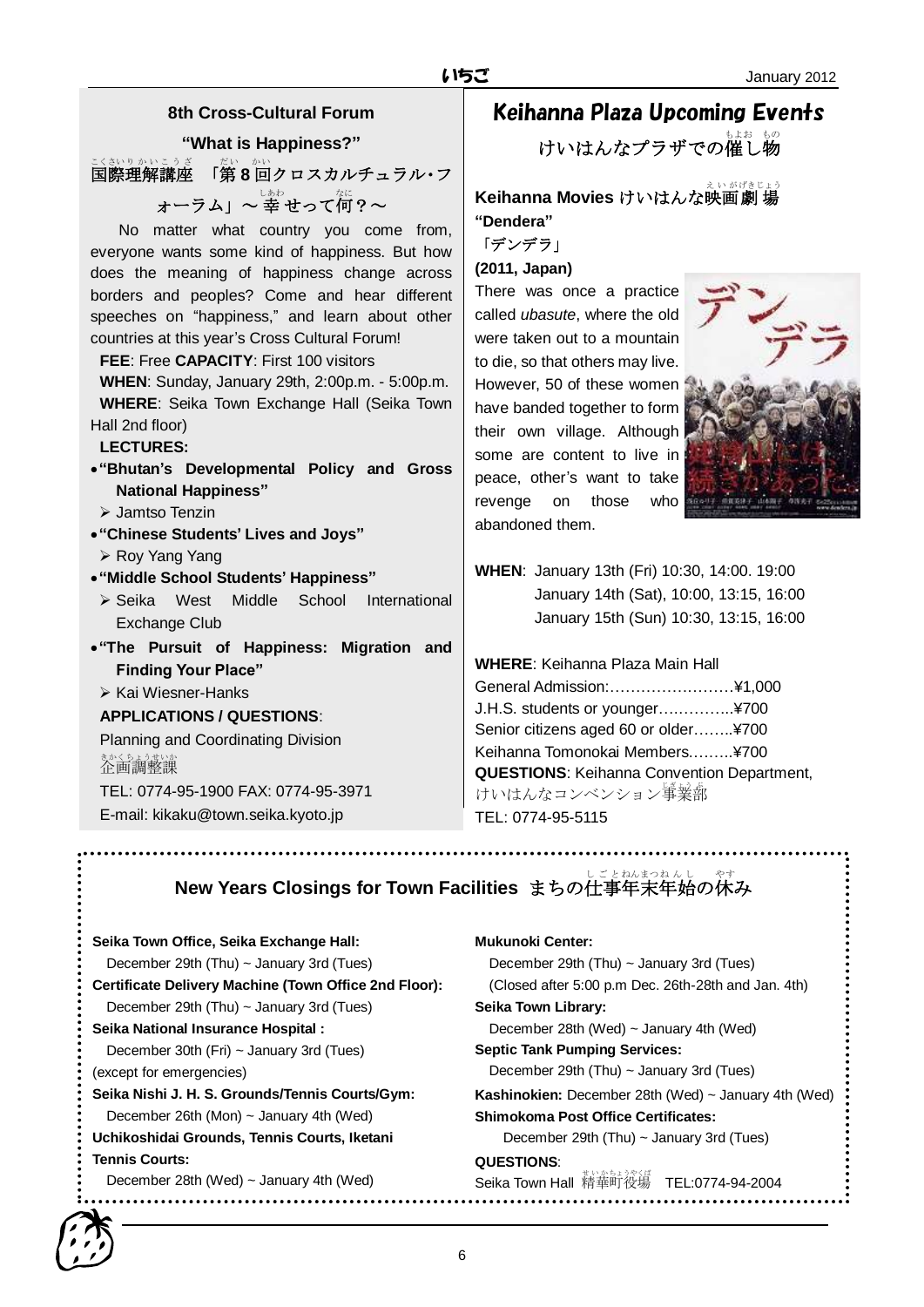## 8th Cross-Cultural Forum

### "What is Happiness?"

### 国際理解講座　「第８回クロスカルチュラル・フォーラム」～幸せって何？～

No matter what country you come from, everyone wants some kind of happiness. But how does the meaning of happiness change across borders and peoples? Come and hear different speeches on "happiness," and learn about other countries at this year's Cross Cultural Forum!

**FEE**: Free **CAPACITY**: First 100 visitors

**WHEN**: Sunday, January 29th, 2:00p.m. - 5:00p.m.

**WHERE**: Seika Town Exchange Hall (Seika Town Hall 2nd floor)

**LECTURES:**

- **"Bhutan's Developmental Policy and Gross National Happiness"**
  - Jamtso Tenzin
- **"Chinese Students' Lives and Joys"**
  - Roy Yang Yang
- **"Middle School Students' Happiness"**
  - Seika West Middle School International Exchange Club
- **"The Pursuit of Happiness: Migration and Finding Your Place"**
  - Kai Wiesner-Hanks

**APPLICATIONS / QUESTIONS**:

Planning and Coordinating Division

企画調整課

TEL: 0774-95-1900 FAX: 0774-95-3971

E-mail: kikaku@town.seika.kyoto.jp

## Keihanna Plaza Upcoming Events

### けいはんなプラザでの催し物

**Keihanna Movies けいはんな映画劇場**

**"Dendera"**

「デンデラ」

**(2011, Japan)**

There was once a practice called *ubasute*, where the old were taken out to a mountain to die, so that others may live. However, 50 of these women have banded together to form their own village. Although some are content to live in peace, other's want to take revenge on those who abandoned them.

**WHEN**: January 13th (Fri) 10:30, 14:00. 19:00
January 14th (Sat), 10:00, 13:15, 16:00
January 15th (Sun) 10:30, 13:15, 16:00

**WHERE**: Keihanna Plaza Main Hall

General Admission:……………………¥1,000

J.H.S. students or younger…………..¥700

Senior citizens aged 60 or older……..¥700

Keihanna Tomonokai Members………¥700

**QUESTIONS**: Keihanna Convention Department, けいはんなコンベンション事業部

TEL: 0774-95-5115

## New Years Closings for Town Facilities まちの仕事年末年始の休み

**Seika Town Office, Seika Exchange Hall:**
December 29th (Thu) ~ January 3rd (Tues)

**Certificate Delivery Machine (Town Office 2nd Floor):**
December 29th (Thu) ~ January 3rd (Tues)

**Seika National Insurance Hospital :**
December 30th (Fri) ~ January 3rd (Tues)
(except for emergencies)

**Seika Nishi J. H. S. Grounds/Tennis Courts/Gym:**
December 26th (Mon) ~ January 4th (Wed)

**Uchikoshidai Grounds, Tennis Courts, Iketani Tennis Courts:**
December 28th (Wed) ~ January 4th (Wed)

**Mukunoki Center:**
December 29th (Thu) ~ January 3rd (Tues)
(Closed after 5:00 p.m Dec. 26th-28th and Jan. 4th)

**Seika Town Library:**
December 28th (Wed) ~ January 4th (Wed)

**Septic Tank Pumping Services:**
December 29th (Thu) ~ January 3rd (Tues)

**Kashinokien:** December 28th (Wed) ~ January 4th (Wed)

**Shimokoma Post Office Certificates:**
December 29th (Thu) ~ January 3rd (Tues)

**QUESTIONS**:
Seika Town Hall 精華町役場　TEL:0774-94-2004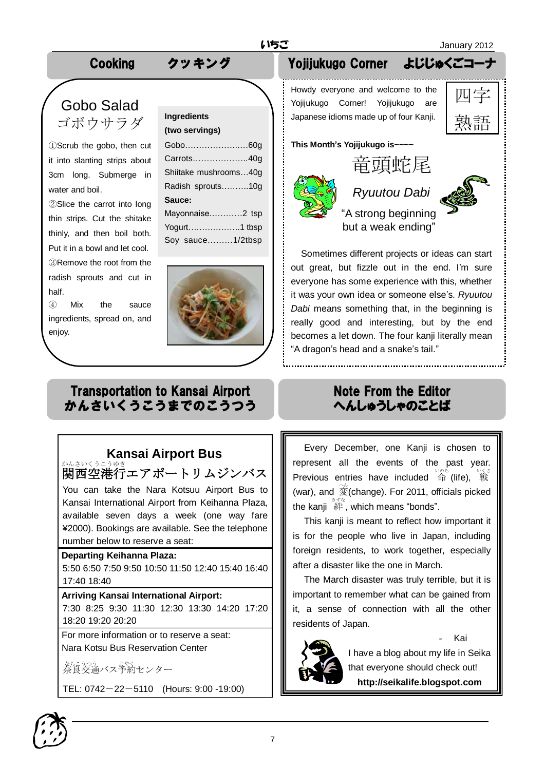## Cooking クッキング

### Gobo Salad
### ゴボウサラダ

| Ingredients (two servings) | |
|---|---|
| Gobo | 60g |
| Carrots | 40g |
| Shiitake mushrooms | 40g |
| Radish sprouts | 10g |
| **Sauce:** | |
| Mayonnaise | 2 tsp |
| Yogurt | 1 tbsp |
| Soy sauce | 1/2tbsp |

①Scrub the gobo, then cut it into slanting strips about 3cm long. Submerge in water and boil.

②Slice the carrot into long thin strips. Cut the shitake thinly, and then boil both. Put it in a bowl and let cool.

③Remove the root from the radish sprouts and cut in half.

④ Mix the sauce ingredients, spread on, and enjoy.

## Yojijukugo Corner よじじゅくごコーナ

Howdy everyone and welcome to the Yojijukugo Corner! Yojijukugo are Japanese idioms made up of four Kanji.

四字熟語

**This Month's Yojijukugo is~~~~**

竜頭蛇尾

*Ryuutou Dabi*

"A strong beginning but a weak ending"

Sometimes different projects or ideas can start out great, but fizzle out in the end. I'm sure everyone has some experience with this, whether it was your own idea or someone else's. *Ryuutou Dabi* means something that, in the beginning is really good and interesting, but by the end becomes a let down. The four kanji literally mean "A dragon's head and a snake's tail."

## Transportation to Kansai Airport かんさいくうこうまでのこうつう

### Kansai Airport Bus
### 関西空港行(かんさいくうこうゆき)エアポートリムジンバス

You can take the Nara Kotsuu Airport Bus to Kansai International Airport from Keihanna Plaza, available seven days a week (one way fare ¥2000). Bookings are available. See the telephone number below to reserve a seat:

**Departing Keihanna Plaza:**
5:50 6:50 7:50 9:50 10:50 11:50 12:40 15:40 16:40 17:40 18:40

**Arriving Kansai International Airport:**
7:30 8:25 9:30 11:30 12:30 13:30 14:20 17:20 18:20 19:20 20:20

For more information or to reserve a seat:
Nara Kotsu Bus Reservation Center

奈良交通(ならこうつう)バス予約(よやく)センター

TEL: 0742－22－5110 (Hours: 9:00 -19:00)

## Note From the Editor へんしゅうしゃのことば

Every December, one Kanji is chosen to represent all the events of the past year. Previous entries have included 命(いのち) (life), 戦(いくさ) (war), and 変(へん)(change). For 2011, officials picked the kanji 絆(きずな), which means "bonds".

This kanji is meant to reflect how important it is for the people who live in Japan, including foreign residents, to work together, especially after a disaster like the one in March.

The March disaster was truly terrible, but it is important to remember what can be gained from it, a sense of connection with all the other residents of Japan.

- Kai

I have a blog about my life in Seika that everyone should check out!
**http://seikalife.blogspot.com**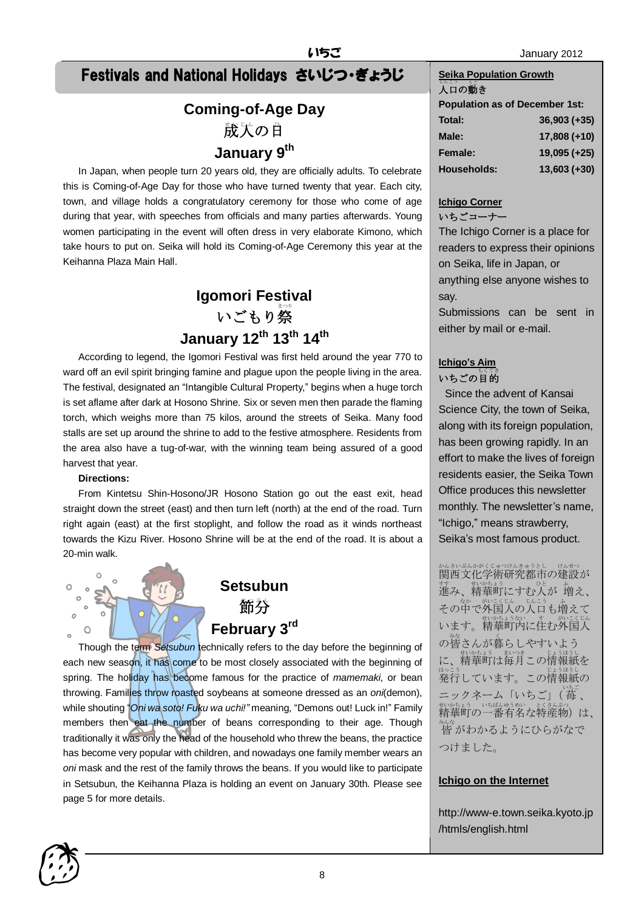# Festivals and National Holidays さいじつ・ぎょうじ

## Coming-of-Age Day

## 成人の日

## January 9th

In Japan, when people turn 20 years old, they are officially adults. To celebrate this is Coming-of-Age Day for those who have turned twenty that year. Each city, town, and village holds a congratulatory ceremony for those who come of age during that year, with speeches from officials and many parties afterwards. Young women participating in the event will often dress in very elaborate Kimono, which take hours to put on. Seika will hold its Coming-of-Age Ceremony this year at the Keihanna Plaza Main Hall.

## Igomori Festival

## いごもり祭

## January 12th 13th 14th

According to legend, the Igomori Festival was first held around the year 770 to ward off an evil spirit bringing famine and plague upon the people living in the area. The festival, designated an "Intangible Cultural Property," begins when a huge torch is set aflame after dark at Hosono Shrine. Six or seven men then parade the flaming torch, which weighs more than 75 kilos, around the streets of Seika. Many food stalls are set up around the shrine to add to the festive atmosphere. Residents from the area also have a tug-of-war, with the winning team being assured of a good harvest that year.

**Directions:**

From Kintetsu Shin-Hosono/JR Hosono Station go out the east exit, head straight down the street (east) and then turn left (north) at the end of the road. Turn right again (east) at the first stoplight, and follow the road as it winds northeast towards the Kizu River. Hosono Shrine will be at the end of the road. It is about a 20-min walk.

## Setsubun

## 節分

## February 3rd

Though the term *Setsubun* technically refers to the day before the beginning of each new season, it has come to be most closely associated with the beginning of spring. The holiday has become famous for the practice of *mamemaki*, or bean throwing. Families throw roasted soybeans at someone dressed as an *oni*(demon), while shouting "*Oni wa soto! Fuku wa uchi!*" meaning, "Demons out! Luck in!" Family members then eat the number of beans corresponding to their age. Though traditionally it was only the head of the household who threw the beans, the practice has become very popular with children, and nowadays one family member wears an *oni* mask and the rest of the family throws the beans. If you would like to participate in Setsubun, the Keihanna Plaza is holding an event on January 30th. Please see page 5 for more details.

---

### Seika Population Growth

### 人口の動き

**Population as of December 1st:**

| | |
|---|---|
| **Total:** | **36,903 (+35)** |
| **Male:** | **17,808 (+10)** |
| **Female:** | **19,095 (+25)** |
| **Households:** | **13,603 (+30)** |

### Ichigo Corner

### いちごコーナー

The Ichigo Corner is a place for readers to express their opinions on Seika, life in Japan, or anything else anyone wishes to say.

Submissions can be sent in either by mail or e-mail.

### Ichigo's Aim

### いちごの目的

Since the advent of Kansai Science City, the town of Seika, along with its foreign population, has been growing rapidly. In an effort to make the lives of foreign residents easier, the Seika Town Office produces this newsletter monthly. The newsletter's name, "Ichigo," means strawberry, Seika's most famous product.

関西文化学術研究都市の建設が進み、精華町にすむ人が増え、その中で外国人の人口も増えています。精華町内に住む外国人の皆さんが暮らしやすいように、精華町は毎月この情報紙を発行しています。この情報紙のニックネーム「いちご」（苺、精華町の一番有名な特産物）は、皆がわかるようにひらがなでつけました。

### Ichigo on the Internet

http://www-e.town.seika.kyoto.jp/htmls/english.html